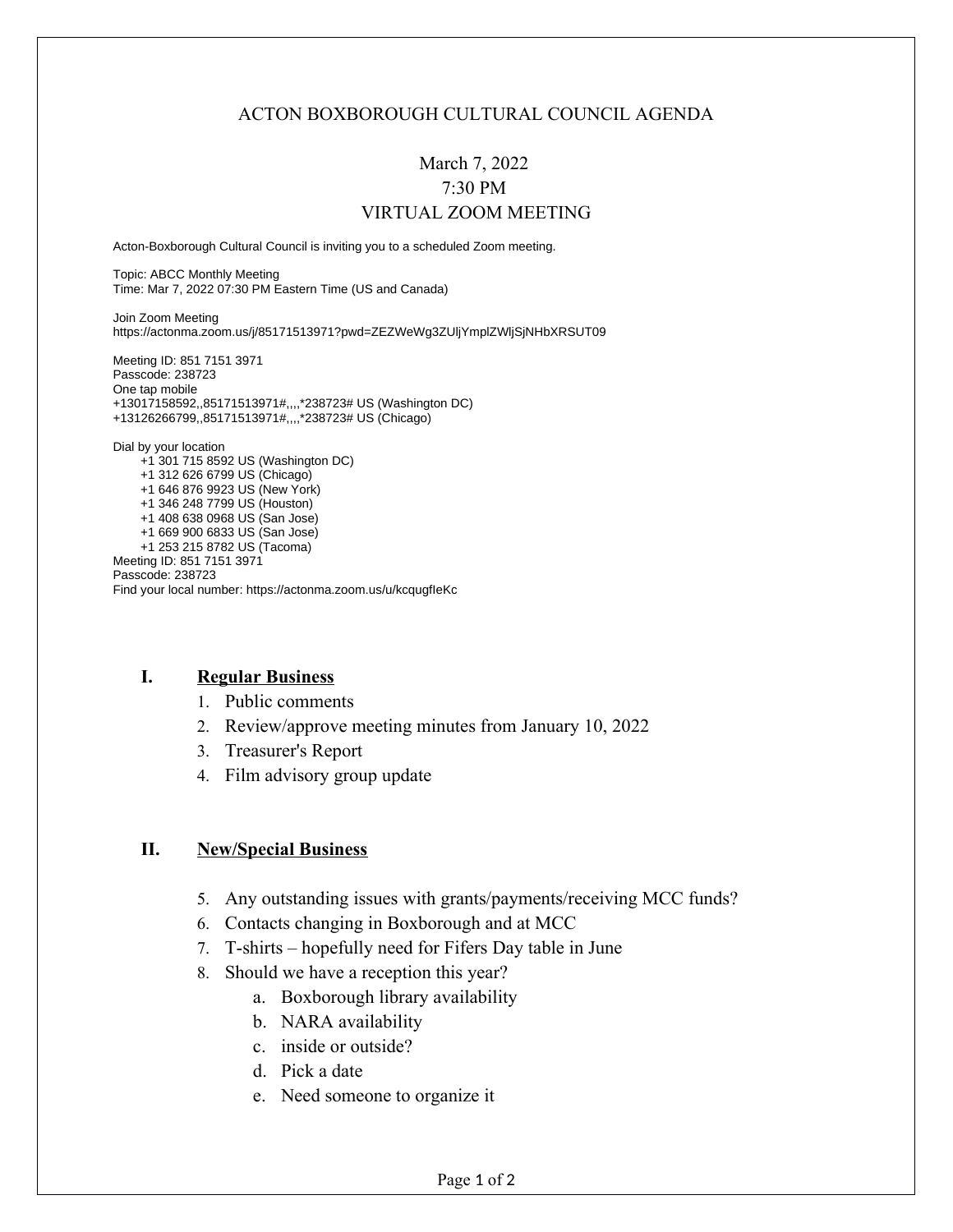# ACTON BOXBOROUGH CULTURAL COUNCIL AGENDA

March 7, 2022
7:30 PM
VIRTUAL ZOOM MEETING

Acton-Boxborough Cultural Council is inviting you to a scheduled Zoom meeting.

Topic: ABCC Monthly Meeting
Time: Mar 7, 2022 07:30 PM Eastern Time (US and Canada)

Join Zoom Meeting
https://actonma.zoom.us/j/85171513971?pwd=ZEZWeWg3ZUljYmplZWljSjNHbXRSUT09

Meeting ID: 851 7151 3971
Passcode: 238723
One tap mobile
+13017158592,,85171513971#,,,,*238723# US (Washington DC)
+13126266799,,85171513971#,,,,*238723# US (Chicago)

Dial by your location
+1 301 715 8592 US (Washington DC)
+1 312 626 6799 US (Chicago)
+1 646 876 9923 US (New York)
+1 346 248 7799 US (Houston)
+1 408 638 0968 US (San Jose)
+1 669 900 6833 US (San Jose)
+1 253 215 8782 US (Tacoma)
Meeting ID: 851 7151 3971
Passcode: 238723
Find your local number: https://actonma.zoom.us/u/kcqugfIeKc

## I. Regular Business

1. Public comments
2. Review/approve meeting minutes from January 10, 2022
3. Treasurer's Report
4. Film advisory group update

## II. New/Special Business

5. Any outstanding issues with grants/payments/receiving MCC funds?
6. Contacts changing in Boxborough and at MCC
7. T-shirts – hopefully need for Fifers Day table in June
8. Should we have a reception this year?
   a. Boxborough library availability
   b. NARA availability
   c. inside or outside?
   d. Pick a date
   e. Need someone to organize it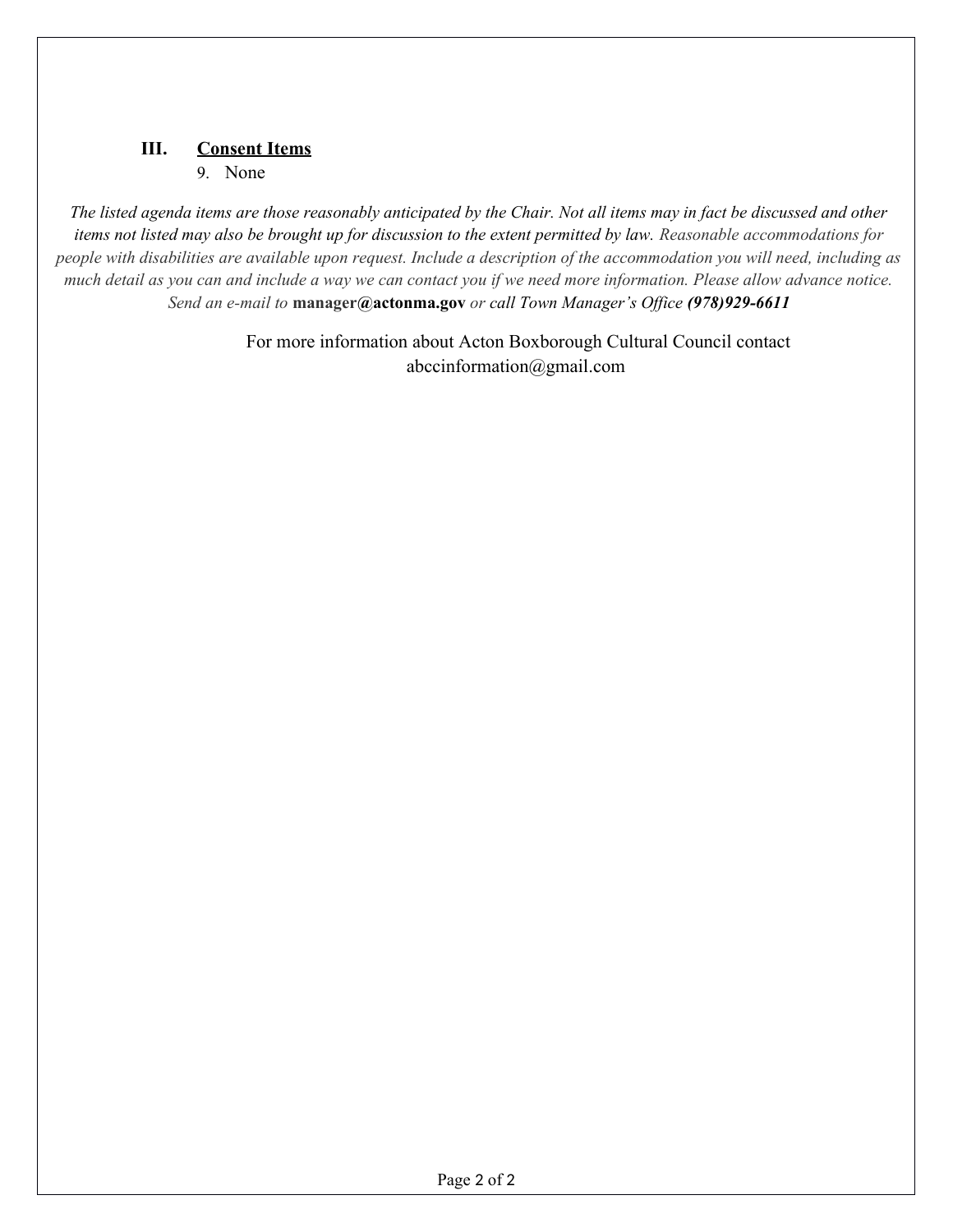## III. Consent Items

9. None

*The listed agenda items are those reasonably anticipated by the Chair. Not all items may in fact be discussed and other items not listed may also be brought up for discussion to the extent permitted by law. Reasonable accommodations for people with disabilities are available upon request. Include a description of the accommodation you will need, including as much detail as you can and include a way we can contact you if we need more information. Please allow advance notice. Send an e-mail to* **manager@actonma.gov** *or call Town Manager's Office* ***(978)929-6611***

For more information about Acton Boxborough Cultural Council contact abccinformation@gmail.com